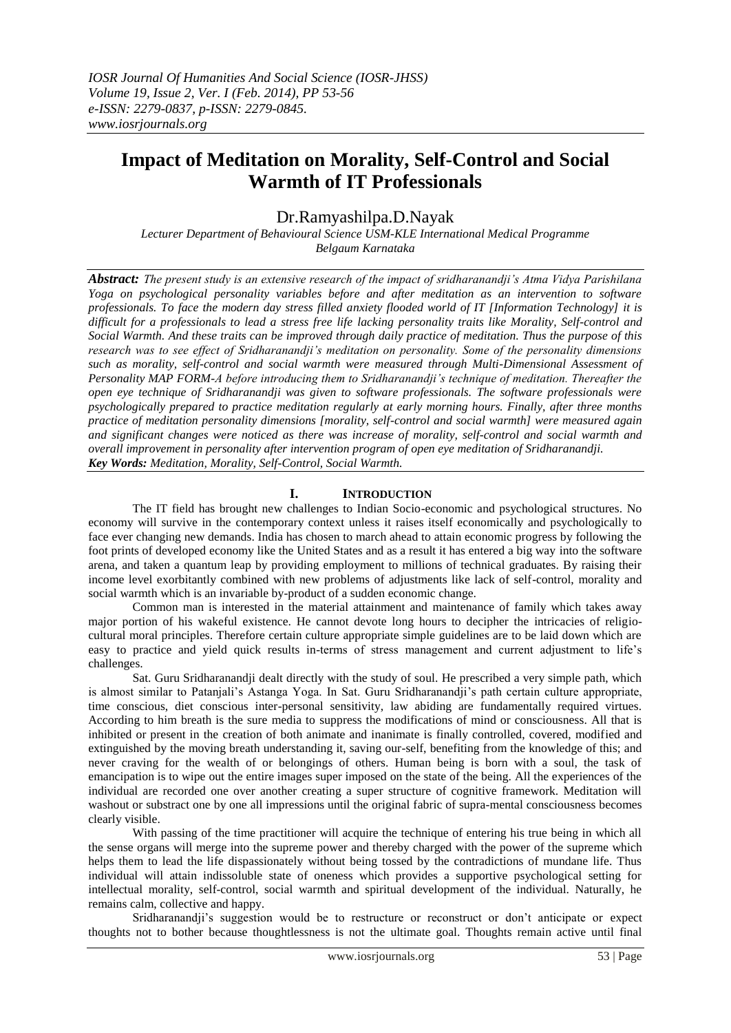# Impact of Meditation on Morality, Self-Control and Social Warmth of IT Professionals

Dr.Ramyashilpa.D.Nayak

*Lecturer Department of Behavioural Science USM-KLE International Medical Programme Belgaum Karnataka*

***Abstract:*** *The present study is an extensive research of the impact of sridharanandji's Atma Vidya Parishilana Yoga on psychological personality variables before and after meditation as an intervention to software professionals. To face the modern day stress filled anxiety flooded world of IT [Information Technology] it is difficult for a professionals to lead a stress free life lacking personality traits like Morality, Self-control and Social Warmth. And these traits can be improved through daily practice of meditation. Thus the purpose of this research was to see effect of Sridharanandji's meditation on personality. Some of the personality dimensions such as morality, self-control and social warmth were measured through Multi-Dimensional Assessment of Personality MAP FORM-A before introducing them to Sridharanandji's technique of meditation. Thereafter the open eye technique of Sridharanandji was given to software professionals. The software professionals were psychologically prepared to practice meditation regularly at early morning hours. Finally, after three months practice of meditation personality dimensions [morality, self-control and social warmth] were measured again and significant changes were noticed as there was increase of morality, self-control and social warmth and overall improvement in personality after intervention program of open eye meditation of Sridharanandji.*

***Key Words:*** *Meditation, Morality, Self-Control, Social Warmth.*

## I. Introduction

The IT field has brought new challenges to Indian Socio-economic and psychological structures. No economy will survive in the contemporary context unless it raises itself economically and psychologically to face ever changing new demands. India has chosen to march ahead to attain economic progress by following the foot prints of developed economy like the United States and as a result it has entered a big way into the software arena, and taken a quantum leap by providing employment to millions of technical graduates. By raising their income level exorbitantly combined with new problems of adjustments like lack of self-control, morality and social warmth which is an invariable by-product of a sudden economic change.

Common man is interested in the material attainment and maintenance of family which takes away major portion of his wakeful existence. He cannot devote long hours to decipher the intricacies of religio-cultural moral principles. Therefore certain culture appropriate simple guidelines are to be laid down which are easy to practice and yield quick results in-terms of stress management and current adjustment to life's challenges.

Sat. Guru Sridharanandji dealt directly with the study of soul. He prescribed a very simple path, which is almost similar to Patanjali's Astanga Yoga. In Sat. Guru Sridharanandji's path certain culture appropriate, time conscious, diet conscious inter-personal sensitivity, law abiding are fundamentally required virtues. According to him breath is the sure media to suppress the modifications of mind or consciousness. All that is inhibited or present in the creation of both animate and inanimate is finally controlled, covered, modified and extinguished by the moving breath understanding it, saving our-self, benefiting from the knowledge of this; and never craving for the wealth of or belongings of others. Human being is born with a soul, the task of emancipation is to wipe out the entire images super imposed on the state of the being. All the experiences of the individual are recorded one over another creating a super structure of cognitive framework. Meditation will washout or substract one by one all impressions until the original fabric of supra-mental consciousness becomes clearly visible.

With passing of the time practitioner will acquire the technique of entering his true being in which all the sense organs will merge into the supreme power and thereby charged with the power of the supreme which helps them to lead the life dispassionately without being tossed by the contradictions of mundane life. Thus individual will attain indissoluble state of oneness which provides a supportive psychological setting for intellectual morality, self-control, social warmth and spiritual development of the individual. Naturally, he remains calm, collective and happy.

Sridharanandji's suggestion would be to restructure or reconstruct or don't anticipate or expect thoughts not to bother because thoughtlessness is not the ultimate goal. Thoughts remain active until final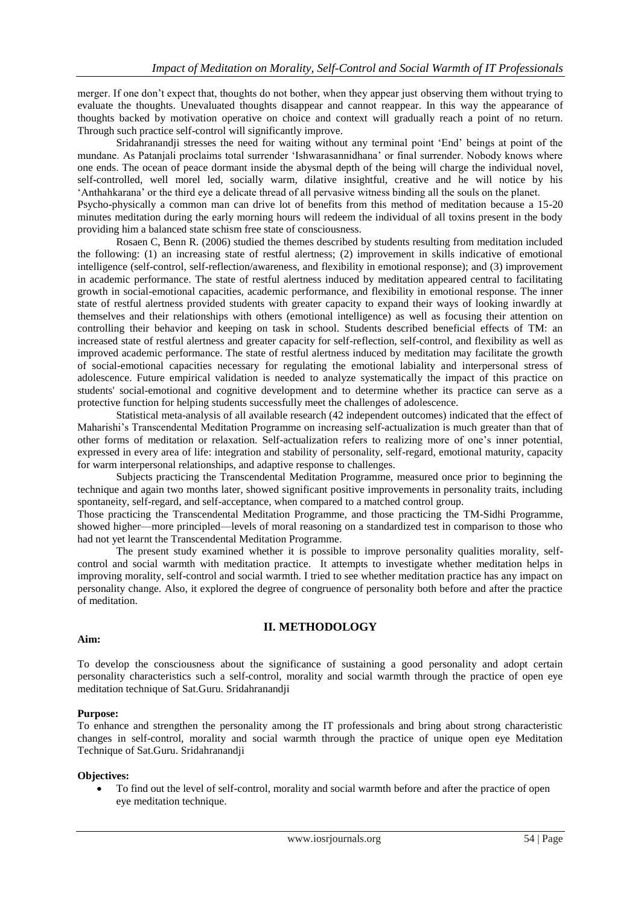merger. If one don't expect that, thoughts do not bother, when they appear just observing them without trying to evaluate the thoughts. Unevaluated thoughts disappear and cannot reappear. In this way the appearance of thoughts backed by motivation operative on choice and context will gradually reach a point of no return. Through such practice self-control will significantly improve.

Sridahranandji stresses the need for waiting without any terminal point 'End' beings at point of the mundane. As Patanjali proclaims total surrender 'Ishwarasannidhana' or final surrender. Nobody knows where one ends. The ocean of peace dormant inside the abysmal depth of the being will charge the individual novel, self-controlled, well morel led, socially warm, dilative insightful, creative and he will notice by his 'Anthahkarana' or the third eye a delicate thread of all pervasive witness binding all the souls on the planet.

Psycho-physically a common man can drive lot of benefits from this method of meditation because a 15-20 minutes meditation during the early morning hours will redeem the individual of all toxins present in the body providing him a balanced state schism free state of consciousness.

Rosaen C, Benn R. (2006) studied the themes described by students resulting from meditation included the following: (1) an increasing state of restful alertness; (2) improvement in skills indicative of emotional intelligence (self-control, self-reflection/awareness, and flexibility in emotional response); and (3) improvement in academic performance. The state of restful alertness induced by meditation appeared central to facilitating growth in social-emotional capacities, academic performance, and flexibility in emotional response. The inner state of restful alertness provided students with greater capacity to expand their ways of looking inwardly at themselves and their relationships with others (emotional intelligence) as well as focusing their attention on controlling their behavior and keeping on task in school. Students described beneficial effects of TM: an increased state of restful alertness and greater capacity for self-reflection, self-control, and flexibility as well as improved academic performance. The state of restful alertness induced by meditation may facilitate the growth of social-emotional capacities necessary for regulating the emotional labiality and interpersonal stress of adolescence. Future empirical validation is needed to analyze systematically the impact of this practice on students' social-emotional and cognitive development and to determine whether its practice can serve as a protective function for helping students successfully meet the challenges of adolescence.

Statistical meta-analysis of all available research (42 independent outcomes) indicated that the effect of Maharishi's Transcendental Meditation Programme on increasing self-actualization is much greater than that of other forms of meditation or relaxation. Self-actualization refers to realizing more of one's inner potential, expressed in every area of life: integration and stability of personality, self-regard, emotional maturity, capacity for warm interpersonal relationships, and adaptive response to challenges.

Subjects practicing the Transcendental Meditation Programme, measured once prior to beginning the technique and again two months later, showed significant positive improvements in personality traits, including spontaneity, self-regard, and self-acceptance, when compared to a matched control group.

Those practicing the Transcendental Meditation Programme, and those practicing the TM-Sidhi Programme, showed higher—more principled—levels of moral reasoning on a standardized test in comparison to those who had not yet learnt the Transcendental Meditation Programme.

The present study examined whether it is possible to improve personality qualities morality, self-control and social warmth with meditation practice. It attempts to investigate whether meditation helps in improving morality, self-control and social warmth. I tried to see whether meditation practice has any impact on personality change. Also, it explored the degree of congruence of personality both before and after the practice of meditation.

## II. METHODOLOGY

**Aim:**

To develop the consciousness about the significance of sustaining a good personality and adopt certain personality characteristics such a self-control, morality and social warmth through the practice of open eye meditation technique of Sat.Guru. Sridahranandji

**Purpose:**

To enhance and strengthen the personality among the IT professionals and bring about strong characteristic changes in self-control, morality and social warmth through the practice of unique open eye Meditation Technique of Sat.Guru. Sridahranandji

**Objectives:**

- To find out the level of self-control, morality and social warmth before and after the practice of open eye meditation technique.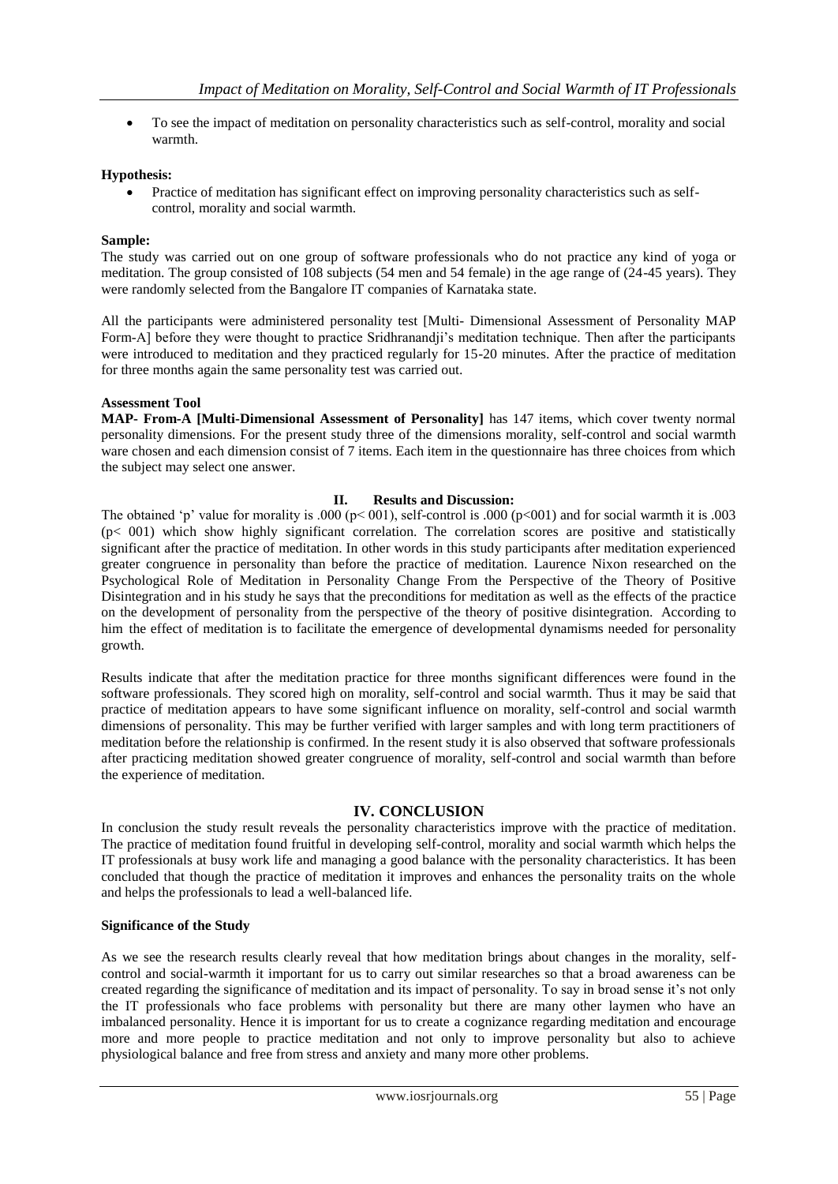- To see the impact of meditation on personality characteristics such as self-control, morality and social warmth.

**Hypothesis:**

- Practice of meditation has significant effect on improving personality characteristics such as self-control, morality and social warmth.

**Sample:**

The study was carried out on one group of software professionals who do not practice any kind of yoga or meditation. The group consisted of 108 subjects (54 men and 54 female) in the age range of (24-45 years). They were randomly selected from the Bangalore IT companies of Karnataka state.

All the participants were administered personality test [Multi- Dimensional Assessment of Personality MAP Form-A] before they were thought to practice Sridhranandji's meditation technique. Then after the participants were introduced to meditation and they practiced regularly for 15-20 minutes. After the practice of meditation for three months again the same personality test was carried out.

**Assessment Tool**

**MAP- From-A [Multi-Dimensional Assessment of Personality]** has 147 items, which cover twenty normal personality dimensions. For the present study three of the dimensions morality, self-control and social warmth ware chosen and each dimension consist of 7 items. Each item in the questionnaire has three choices from which the subject may select one answer.

## II. Results and Discussion:

The obtained 'p' value for morality is .000 ($p< 001$), self-control is .000 ($p<001$) and for social warmth it is .003 ($p< 001$) which show highly significant correlation. The correlation scores are positive and statistically significant after the practice of meditation. In other words in this study participants after meditation experienced greater congruence in personality than before the practice of meditation. Laurence Nixon researched on the Psychological Role of Meditation in Personality Change From the Perspective of the Theory of Positive Disintegration and in his study he says that the preconditions for meditation as well as the effects of the practice on the development of personality from the perspective of the theory of positive disintegration. According to him the effect of meditation is to facilitate the emergence of developmental dynamisms needed for personality growth.

Results indicate that after the meditation practice for three months significant differences were found in the software professionals. They scored high on morality, self-control and social warmth. Thus it may be said that practice of meditation appears to have some significant influence on morality, self-control and social warmth dimensions of personality. This may be further verified with larger samples and with long term practitioners of meditation before the relationship is confirmed. In the resent study it is also observed that software professionals after practicing meditation showed greater congruence of morality, self-control and social warmth than before the experience of meditation.

## IV. CONCLUSION

In conclusion the study result reveals the personality characteristics improve with the practice of meditation. The practice of meditation found fruitful in developing self-control, morality and social warmth which helps the IT professionals at busy work life and managing a good balance with the personality characteristics. It has been concluded that though the practice of meditation it improves and enhances the personality traits on the whole and helps the professionals to lead a well-balanced life.

**Significance of the Study**

As we see the research results clearly reveal that how meditation brings about changes in the morality, self-control and social-warmth it important for us to carry out similar researches so that a broad awareness can be created regarding the significance of meditation and its impact of personality. To say in broad sense it's not only the IT professionals who face problems with personality but there are many other laymen who have an imbalanced personality. Hence it is important for us to create a cognizance regarding meditation and encourage more and more people to practice meditation and not only to improve personality but also to achieve physiological balance and free from stress and anxiety and many more other problems.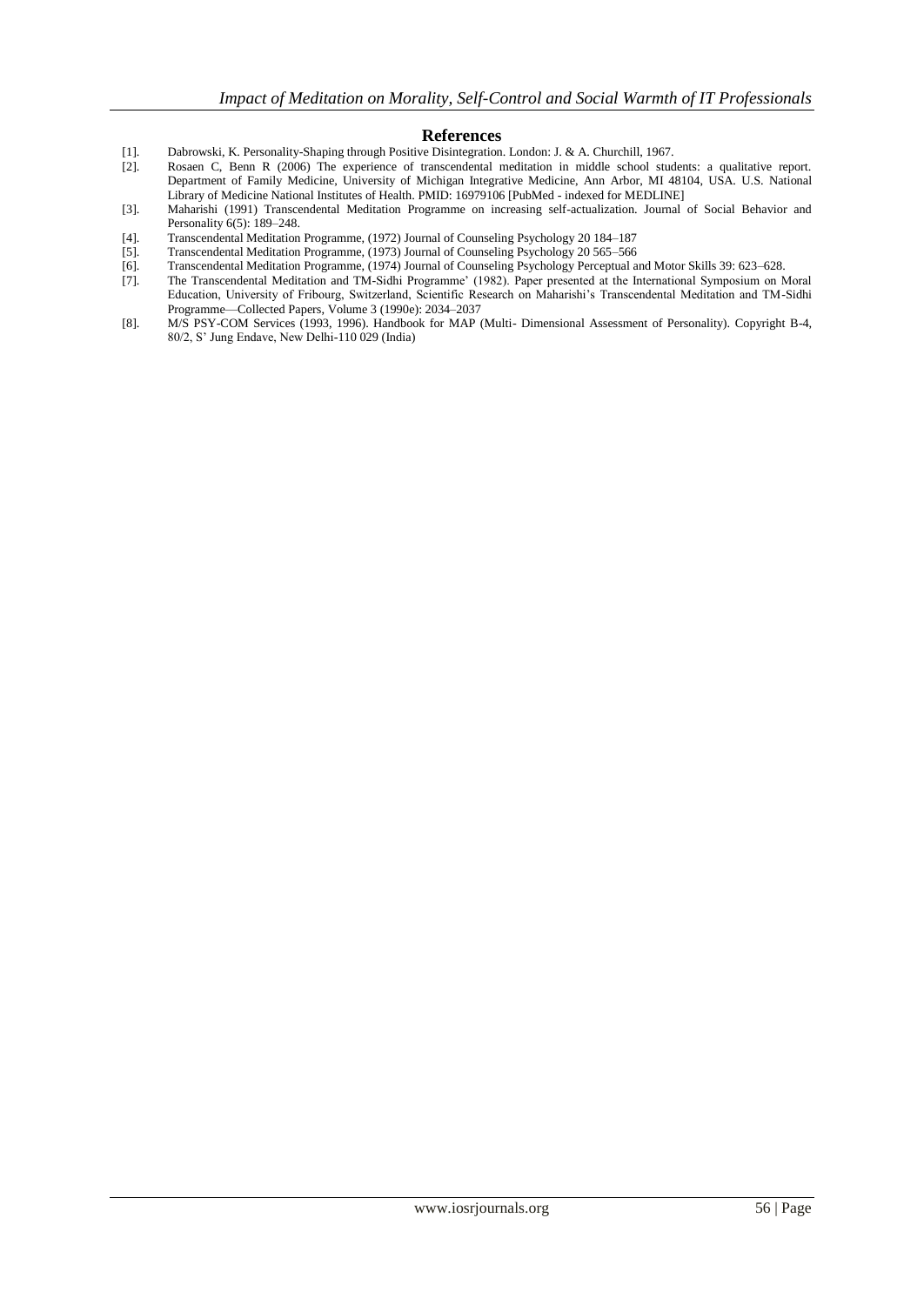## References

[1]. Dabrowski, K. Personality-Shaping through Positive Disintegration. London: J. & A. Churchill, 1967.

[2]. Rosaen C, Benn R (2006) The experience of transcendental meditation in middle school students: a qualitative report. Department of Family Medicine, University of Michigan Integrative Medicine, Ann Arbor, MI 48104, USA. U.S. National Library of Medicine National Institutes of Health. PMID: 16979106 [PubMed - indexed for MEDLINE]

[3]. Maharishi (1991) Transcendental Meditation Programme on increasing self-actualization. Journal of Social Behavior and Personality 6(5): 189–248.

[4]. Transcendental Meditation Programme, (1972) Journal of Counseling Psychology 20 184–187

[5]. Transcendental Meditation Programme, (1973) Journal of Counseling Psychology 20 565–566

[6]. Transcendental Meditation Programme, (1974) Journal of Counseling Psychology Perceptual and Motor Skills 39: 623–628.

[7]. The Transcendental Meditation and TM-Sidhi Programme' (1982). Paper presented at the International Symposium on Moral Education, University of Fribourg, Switzerland, Scientific Research on Maharishi's Transcendental Meditation and TM-Sidhi Programme—Collected Papers, Volume 3 (1990e): 2034–2037

[8]. M/S PSY-COM Services (1993, 1996). Handbook for MAP (Multi- Dimensional Assessment of Personality). Copyright B-4, 80/2, S' Jung Endave, New Delhi-110 029 (India)